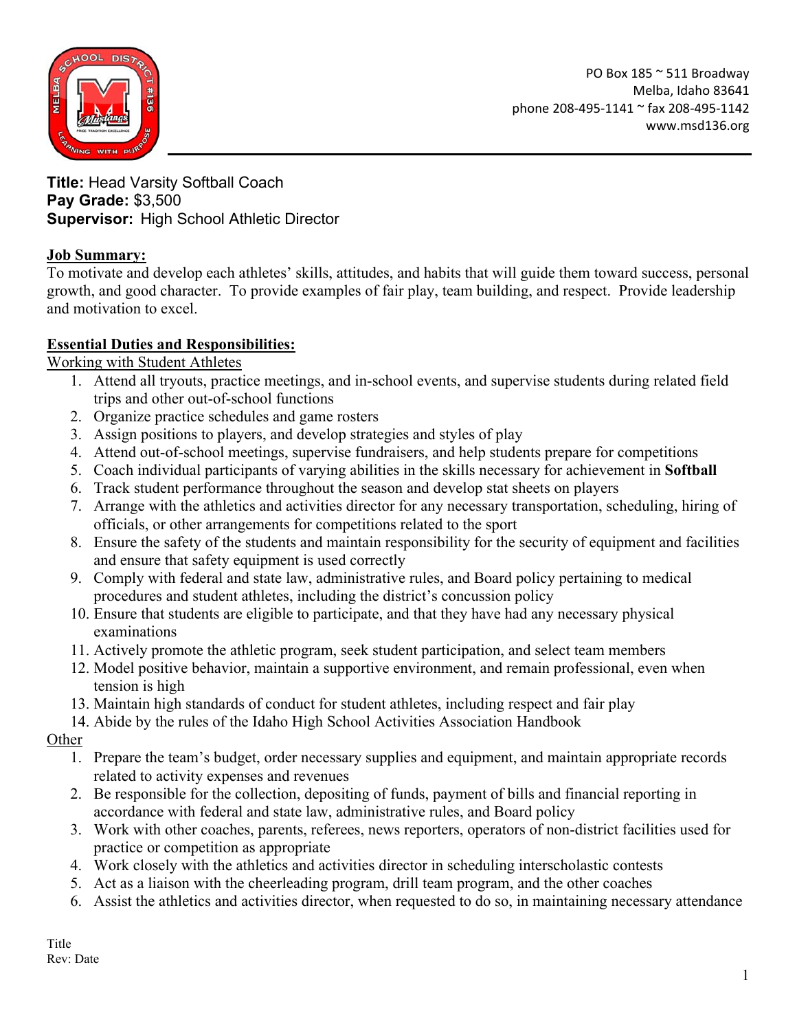PO Box 185 ~ 511 Broadway
Melba, Idaho 83641
phone 208-495-1141 ~ fax 208-495-1142
www.msd136.org

**Title:** Head Varsity Softball Coach
**Pay Grade:** $3,500
**Supervisor:** High School Athletic Director

## Job Summary:

To motivate and develop each athletes' skills, attitudes, and habits that will guide them toward success, personal growth, and good character. To provide examples of fair play, team building, and respect. Provide leadership and motivation to excel.

## Essential Duties and Responsibilities:

### Working with Student Athletes

1. Attend all tryouts, practice meetings, and in-school events, and supervise students during related field trips and other out-of-school functions
2. Organize practice schedules and game rosters
3. Assign positions to players, and develop strategies and styles of play
4. Attend out-of-school meetings, supervise fundraisers, and help students prepare for competitions
5. Coach individual participants of varying abilities in the skills necessary for achievement in **Softball**
6. Track student performance throughout the season and develop stat sheets on players
7. Arrange with the athletics and activities director for any necessary transportation, scheduling, hiring of officials, or other arrangements for competitions related to the sport
8. Ensure the safety of the students and maintain responsibility for the security of equipment and facilities and ensure that safety equipment is used correctly
9. Comply with federal and state law, administrative rules, and Board policy pertaining to medical procedures and student athletes, including the district's concussion policy
10. Ensure that students are eligible to participate, and that they have had any necessary physical examinations
11. Actively promote the athletic program, seek student participation, and select team members
12. Model positive behavior, maintain a supportive environment, and remain professional, even when tension is high
13. Maintain high standards of conduct for student athletes, including respect and fair play
14. Abide by the rules of the Idaho High School Activities Association Handbook

### Other

1. Prepare the team's budget, order necessary supplies and equipment, and maintain appropriate records related to activity expenses and revenues
2. Be responsible for the collection, depositing of funds, payment of bills and financial reporting in accordance with federal and state law, administrative rules, and Board policy
3. Work with other coaches, parents, referees, news reporters, operators of non-district facilities used for practice or competition as appropriate
4. Work closely with the athletics and activities director in scheduling interscholastic contests
5. Act as a liaison with the cheerleading program, drill team program, and the other coaches
6. Assist the athletics and activities director, when requested to do so, in maintaining necessary attendance

Title
Rev: Date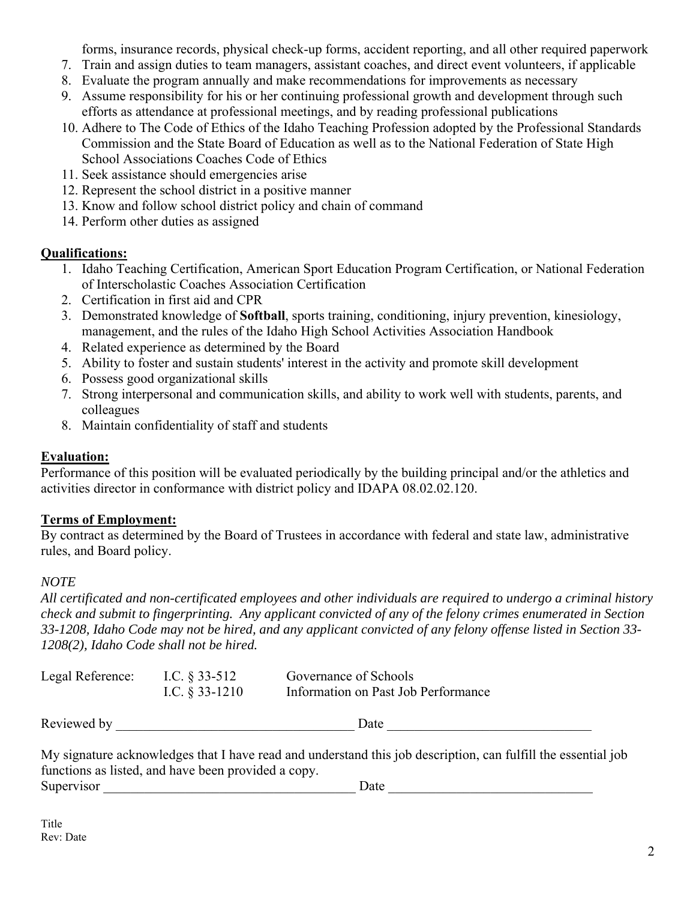forms, insurance records, physical check-up forms, accident reporting, and all other required paperwork

7. Train and assign duties to team managers, assistant coaches, and direct event volunteers, if applicable
8. Evaluate the program annually and make recommendations for improvements as necessary
9. Assume responsibility for his or her continuing professional growth and development through such efforts as attendance at professional meetings, and by reading professional publications
10. Adhere to The Code of Ethics of the Idaho Teaching Profession adopted by the Professional Standards Commission and the State Board of Education as well as to the National Federation of State High School Associations Coaches Code of Ethics
11. Seek assistance should emergencies arise
12. Represent the school district in a positive manner
13. Know and follow school district policy and chain of command
14. Perform other duties as assigned

**Qualifications:**

1. Idaho Teaching Certification, American Sport Education Program Certification, or National Federation of Interscholastic Coaches Association Certification
2. Certification in first aid and CPR
3. Demonstrated knowledge of **Softball**, sports training, conditioning, injury prevention, kinesiology, management, and the rules of the Idaho High School Activities Association Handbook
4. Related experience as determined by the Board
5. Ability to foster and sustain students' interest in the activity and promote skill development
6. Possess good organizational skills
7. Strong interpersonal and communication skills, and ability to work well with students, parents, and colleagues
8. Maintain confidentiality of staff and students

**Evaluation:**

Performance of this position will be evaluated periodically by the building principal and/or the athletics and activities director in conformance with district policy and IDAPA 08.02.02.120.

**Terms of Employment:**

By contract as determined by the Board of Trustees in accordance with federal and state law, administrative rules, and Board policy.

*NOTE*

*All certificated and non-certificated employees and other individuals are required to undergo a criminal history check and submit to fingerprinting. Any applicant convicted of any of the felony crimes enumerated in Section 33-1208, Idaho Code may not be hired, and any applicant convicted of any felony offense listed in Section 33-1208(2), Idaho Code shall not be hired.*

| | | |
|---|---|---|
| Legal Reference: | I.C. § 33-512 | Governance of Schools |
| | I.C. § 33-1210 | Information on Past Job Performance |

Reviewed by ___________________________________ Date _____________________________

My signature acknowledges that I have read and understand this job description, can fulfill the essential job functions as listed, and have been provided a copy.

Supervisor ____________________________________ Date _____________________________

Title
Rev: Date